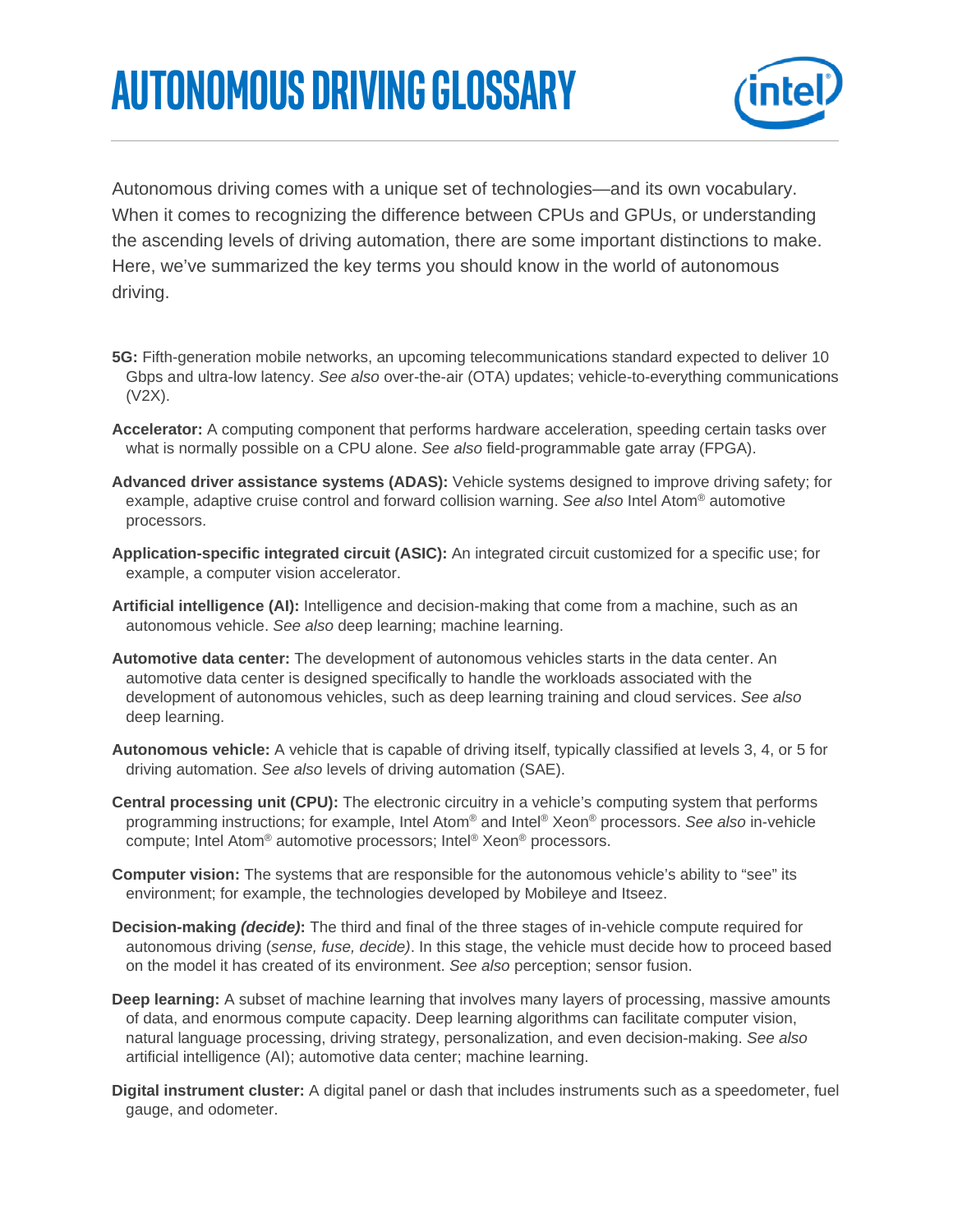# AUTONOMOUS DRIVING GLOSSARY

Autonomous driving comes with a unique set of technologies—and its own vocabulary. When it comes to recognizing the difference between CPUs and GPUs, or understanding the ascending levels of driving automation, there are some important distinctions to make. Here, we've summarized the key terms you should know in the world of autonomous driving.

**5G:** Fifth-generation mobile networks, an upcoming telecommunications standard expected to deliver 10 Gbps and ultra-low latency. *See also* over-the-air (OTA) updates; vehicle-to-everything communications (V2X).

**Accelerator:** A computing component that performs hardware acceleration, speeding certain tasks over what is normally possible on a CPU alone. *See also* field-programmable gate array (FPGA).

**Advanced driver assistance systems (ADAS):** Vehicle systems designed to improve driving safety; for example, adaptive cruise control and forward collision warning. *See also* Intel Atom® automotive processors.

**Application-specific integrated circuit (ASIC):** An integrated circuit customized for a specific use; for example, a computer vision accelerator.

**Artificial intelligence (AI):** Intelligence and decision-making that come from a machine, such as an autonomous vehicle. *See also* deep learning; machine learning.

**Automotive data center:** The development of autonomous vehicles starts in the data center. An automotive data center is designed specifically to handle the workloads associated with the development of autonomous vehicles, such as deep learning training and cloud services. *See also* deep learning.

**Autonomous vehicle:** A vehicle that is capable of driving itself, typically classified at levels 3, 4, or 5 for driving automation. *See also* levels of driving automation (SAE).

**Central processing unit (CPU):** The electronic circuitry in a vehicle's computing system that performs programming instructions; for example, Intel Atom® and Intel® Xeon® processors. *See also* in-vehicle compute; Intel Atom® automotive processors; Intel® Xeon® processors.

**Computer vision:** The systems that are responsible for the autonomous vehicle's ability to "see" its environment; for example, the technologies developed by Mobileye and Itseez.

**Decision-making *(decide)*:** The third and final of the three stages of in-vehicle compute required for autonomous driving (*sense, fuse, decide)*. In this stage, the vehicle must decide how to proceed based on the model it has created of its environment. *See also* perception; sensor fusion.

**Deep learning:** A subset of machine learning that involves many layers of processing, massive amounts of data, and enormous compute capacity. Deep learning algorithms can facilitate computer vision, natural language processing, driving strategy, personalization, and even decision-making. *See also* artificial intelligence (AI); automotive data center; machine learning.

**Digital instrument cluster:** A digital panel or dash that includes instruments such as a speedometer, fuel gauge, and odometer.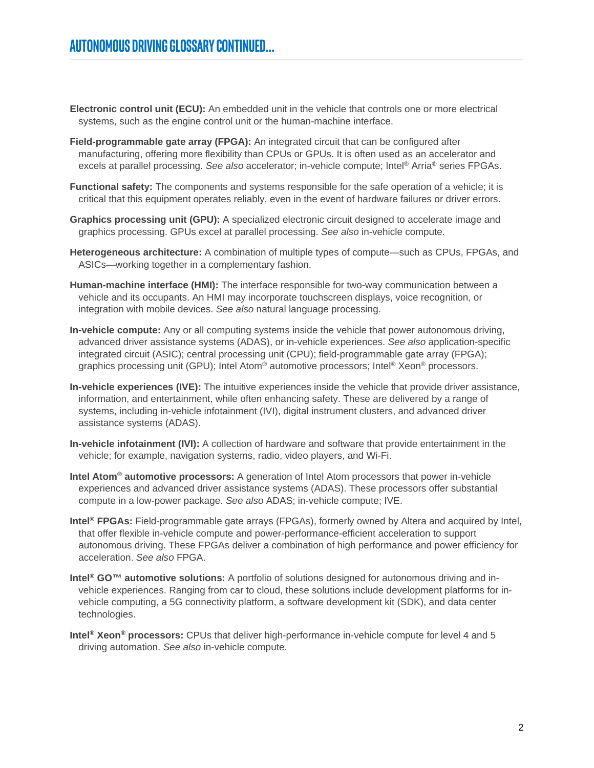## AUTONOMOUS DRIVING GLOSSARY CONTINUED...

**Electronic control unit (ECU):** An embedded unit in the vehicle that controls one or more electrical systems, such as the engine control unit or the human-machine interface.

**Field-programmable gate array (FPGA):** An integrated circuit that can be configured after manufacturing, offering more flexibility than CPUs or GPUs. It is often used as an accelerator and excels at parallel processing. *See also* accelerator; in-vehicle compute; Intel® Arria® series FPGAs.

**Functional safety:** The components and systems responsible for the safe operation of a vehicle; it is critical that this equipment operates reliably, even in the event of hardware failures or driver errors.

**Graphics processing unit (GPU):** A specialized electronic circuit designed to accelerate image and graphics processing. GPUs excel at parallel processing. *See also* in-vehicle compute.

**Heterogeneous architecture:** A combination of multiple types of compute—such as CPUs, FPGAs, and ASICs—working together in a complementary fashion.

**Human-machine interface (HMI):** The interface responsible for two-way communication between a vehicle and its occupants. An HMI may incorporate touchscreen displays, voice recognition, or integration with mobile devices. *See also* natural language processing.

**In-vehicle compute:** Any or all computing systems inside the vehicle that power autonomous driving, advanced driver assistance systems (ADAS), or in-vehicle experiences. *See also* application-specific integrated circuit (ASIC); central processing unit (CPU); field-programmable gate array (FPGA); graphics processing unit (GPU); Intel Atom® automotive processors; Intel® Xeon® processors.

**In-vehicle experiences (IVE):** The intuitive experiences inside the vehicle that provide driver assistance, information, and entertainment, while often enhancing safety. These are delivered by a range of systems, including in-vehicle infotainment (IVI), digital instrument clusters, and advanced driver assistance systems (ADAS).

**In-vehicle infotainment (IVI):** A collection of hardware and software that provide entertainment in the vehicle; for example, navigation systems, radio, video players, and Wi-Fi.

**Intel Atom® automotive processors:** A generation of Intel Atom processors that power in-vehicle experiences and advanced driver assistance systems (ADAS). These processors offer substantial compute in a low-power package. *See also* ADAS; in-vehicle compute; IVE.

**Intel® FPGAs:** Field-programmable gate arrays (FPGAs), formerly owned by Altera and acquired by Intel, that offer flexible in-vehicle compute and power-performance-efficient acceleration to support autonomous driving. These FPGAs deliver a combination of high performance and power efficiency for acceleration. *See also* FPGA.

**Intel® GO™ automotive solutions:** A portfolio of solutions designed for autonomous driving and in-vehicle experiences. Ranging from car to cloud, these solutions include development platforms for in-vehicle computing, a 5G connectivity platform, a software development kit (SDK), and data center technologies.

**Intel® Xeon® processors:** CPUs that deliver high-performance in-vehicle compute for level 4 and 5 driving automation. *See also* in-vehicle compute.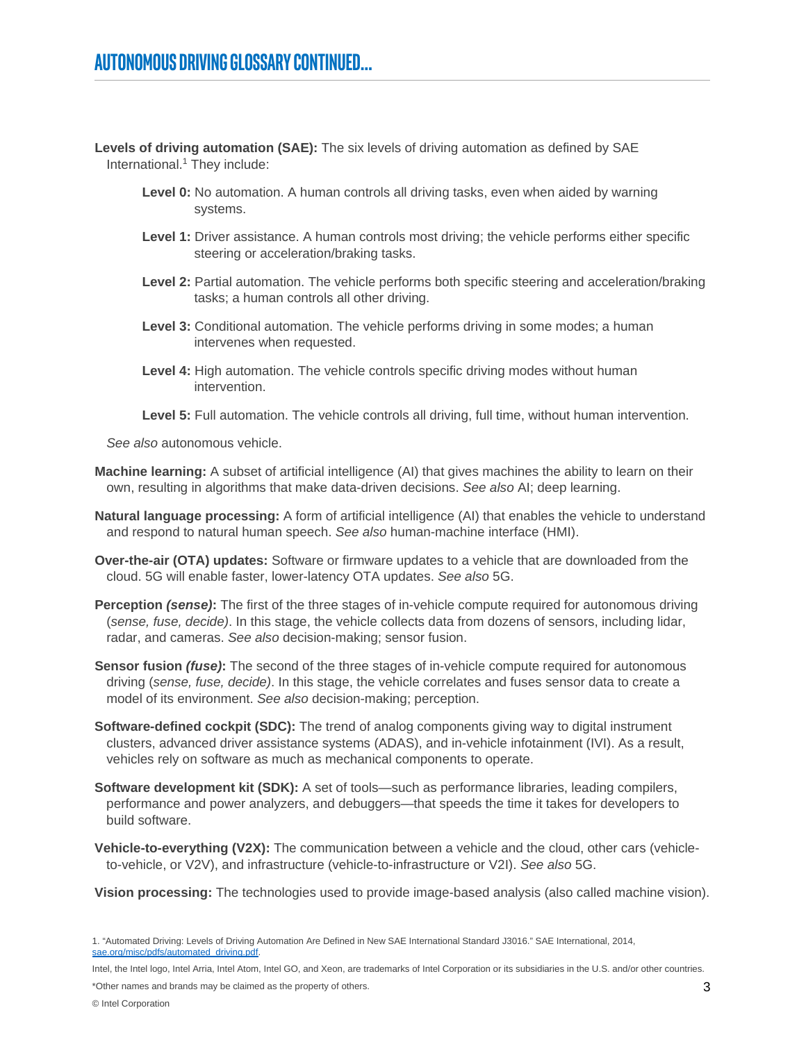## AUTONOMOUS DRIVING GLOSSARY CONTINUED...

**Levels of driving automation (SAE):** The six levels of driving automation as defined by SAE International.[1] They include:

- **Level 0:** No automation. A human controls all driving tasks, even when aided by warning systems.
- **Level 1:** Driver assistance. A human controls most driving; the vehicle performs either specific steering or acceleration/braking tasks.
- **Level 2:** Partial automation. The vehicle performs both specific steering and acceleration/braking tasks; a human controls all other driving.
- **Level 3:** Conditional automation. The vehicle performs driving in some modes; a human intervenes when requested.
- **Level 4:** High automation. The vehicle controls specific driving modes without human intervention.
- **Level 5:** Full automation. The vehicle controls all driving, full time, without human intervention.

*See also* autonomous vehicle.

**Machine learning:** A subset of artificial intelligence (AI) that gives machines the ability to learn on their own, resulting in algorithms that make data-driven decisions. *See also* AI; deep learning.

**Natural language processing:** A form of artificial intelligence (AI) that enables the vehicle to understand and respond to natural human speech. *See also* human-machine interface (HMI).

**Over-the-air (OTA) updates:** Software or firmware updates to a vehicle that are downloaded from the cloud. 5G will enable faster, lower-latency OTA updates. *See also* 5G.

**Perception *(sense)*:** The first of the three stages of in-vehicle compute required for autonomous driving (*sense, fuse, decide)*. In this stage, the vehicle collects data from dozens of sensors, including lidar, radar, and cameras. *See also* decision-making; sensor fusion.

**Sensor fusion *(fuse)*:** The second of the three stages of in-vehicle compute required for autonomous driving (*sense, fuse, decide)*. In this stage, the vehicle correlates and fuses sensor data to create a model of its environment. *See also* decision-making; perception.

**Software-defined cockpit (SDC):** The trend of analog components giving way to digital instrument clusters, advanced driver assistance systems (ADAS), and in-vehicle infotainment (IVI). As a result, vehicles rely on software as much as mechanical components to operate.

**Software development kit (SDK):** A set of tools—such as performance libraries, leading compilers, performance and power analyzers, and debuggers—that speeds the time it takes for developers to build software.

**Vehicle-to-everything (V2X):** The communication between a vehicle and the cloud, other cars (vehicle-to-vehicle, or V2V), and infrastructure (vehicle-to-infrastructure or V2I). *See also* 5G.

**Vision processing:** The technologies used to provide image-based analysis (also called machine vision).

1. "Automated Driving: Levels of Driving Automation Are Defined in New SAE International Standard J3016." SAE International, 2014, sae.org/misc/pdfs/automated_driving.pdf.

Intel, the Intel logo, Intel Arria, Intel Atom, Intel GO, and Xeon, are trademarks of Intel Corporation or its subsidiaries in the U.S. and/or other countries.

*Other names and brands may be claimed as the property of others.

© Intel Corporation